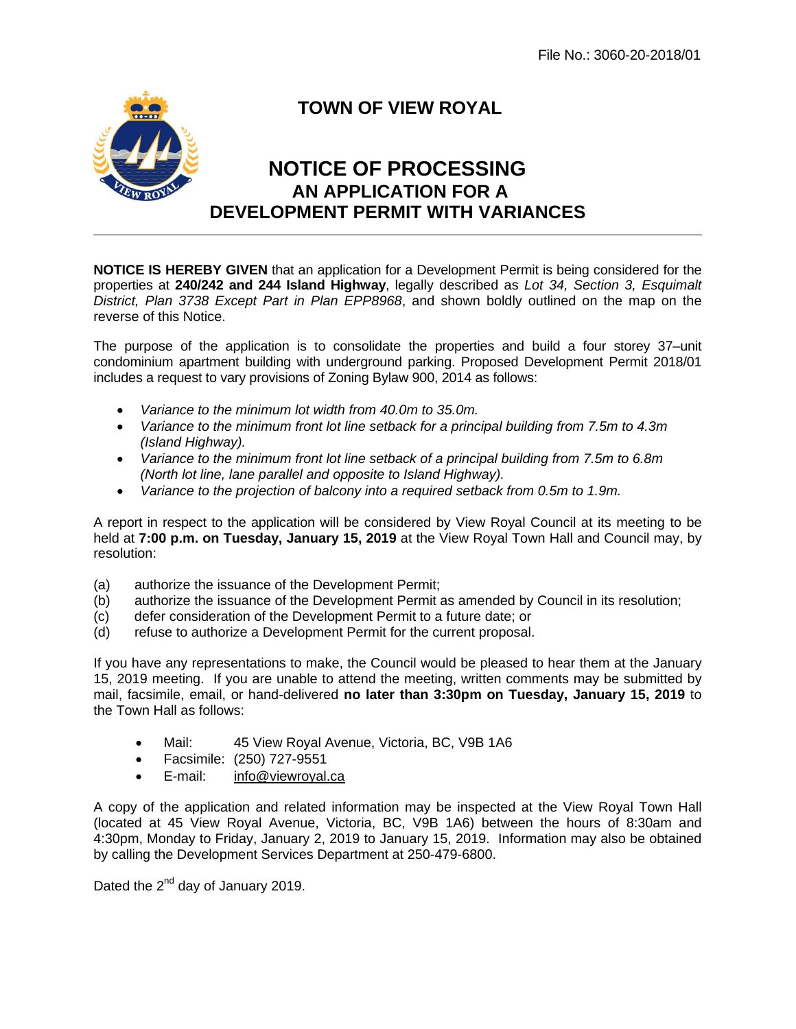File No.: 3060-20-2018/01

# TOWN OF VIEW ROYAL

## NOTICE OF PROCESSING
### AN APPLICATION FOR A DEVELOPMENT PERMIT WITH VARIANCES

---

**NOTICE IS HEREBY GIVEN** that an application for a Development Permit is being considered for the properties at **240/242 and 244 Island Highway**, legally described as *Lot 34, Section 3, Esquimalt District, Plan 3738 Except Part in Plan EPP8968*, and shown boldly outlined on the map on the reverse of this Notice.

The purpose of the application is to consolidate the properties and build a four storey 37–unit condominium apartment building with underground parking. Proposed Development Permit 2018/01 includes a request to vary provisions of Zoning Bylaw 900, 2014 as follows:

- *Variance to the minimum lot width from 40.0m to 35.0m.*
- *Variance to the minimum front lot line setback for a principal building from 7.5m to 4.3m (Island Highway).*
- *Variance to the minimum front lot line setback of a principal building from 7.5m to 6.8m (North lot line, lane parallel and opposite to Island Highway).*
- *Variance to the projection of balcony into a required setback from 0.5m to 1.9m.*

A report in respect to the application will be considered by View Royal Council at its meeting to be held at **7:00 p.m. on Tuesday, January 15, 2019** at the View Royal Town Hall and Council may, by resolution:

(a) authorize the issuance of the Development Permit;
(b) authorize the issuance of the Development Permit as amended by Council in its resolution;
(c) defer consideration of the Development Permit to a future date; or
(d) refuse to authorize a Development Permit for the current proposal.

If you have any representations to make, the Council would be pleased to hear them at the January 15, 2019 meeting. If you are unable to attend the meeting, written comments may be submitted by mail, facsimile, email, or hand-delivered **no later than 3:30pm on Tuesday, January 15, 2019** to the Town Hall as follows:

- Mail: 45 View Royal Avenue, Victoria, BC, V9B 1A6
- Facsimile: (250) 727-9551
- E-mail: info@viewroyal.ca

A copy of the application and related information may be inspected at the View Royal Town Hall (located at 45 View Royal Avenue, Victoria, BC, V9B 1A6) between the hours of 8:30am and 4:30pm, Monday to Friday, January 2, 2019 to January 15, 2019. Information may also be obtained by calling the Development Services Department at 250-479-6800.

Dated the 2nd day of January 2019.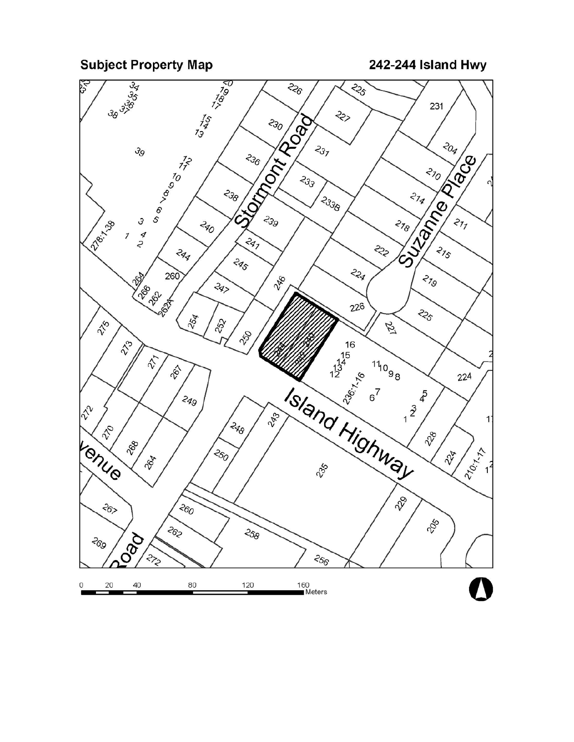**Subject Property Map** **242-244 Island Hwy**

Stormont Road

Suzanne Place

Island Highway

venue

Road

0 20 40 80 120 160
Meters